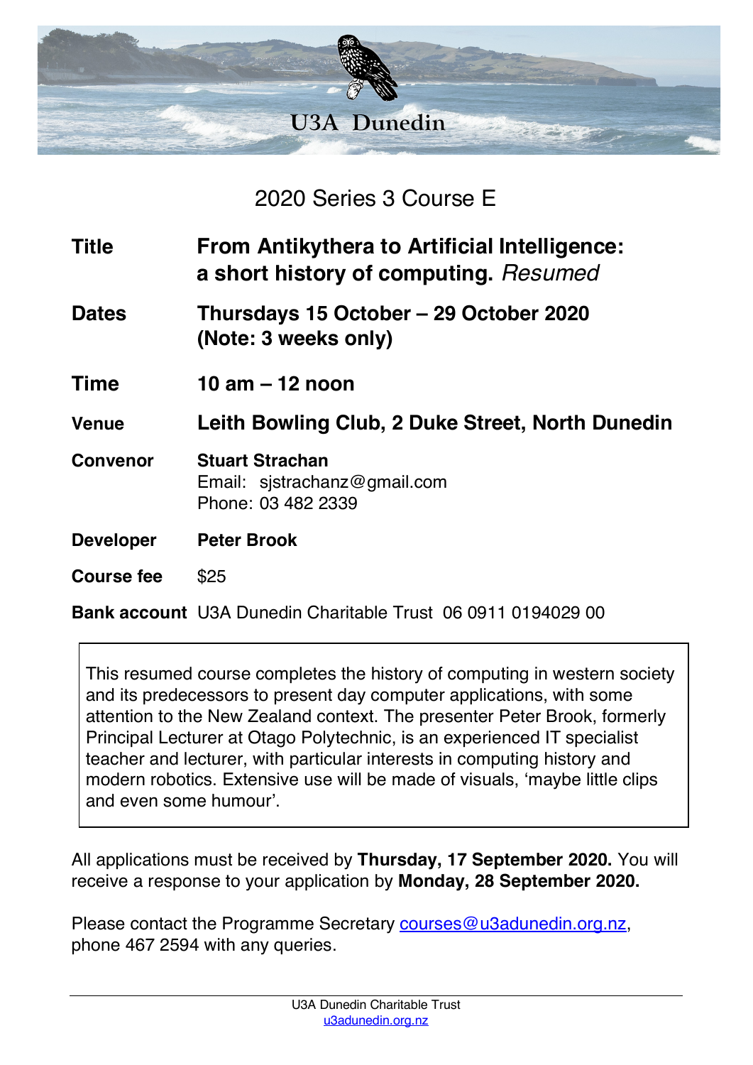# U3A Dunedin

## 2020 Series 3 Course E

| | |
|---|---|
| **Title** | **From Antikythera to Artificial Intelligence: a short history of computing.** *Resumed* |
| **Dates** | **Thursdays 15 October – 29 October 2020 (Note: 3 weeks only)** |
| **Time** | **10 am – 12 noon** |
| **Venue** | **Leith Bowling Club, 2 Duke Street, North Dunedin** |
| **Convenor** | **Stuart Strachan**<br>Email: sjstrachanz@gmail.com<br>Phone: 03 482 2339 |
| **Developer** | **Peter Brook** |
| **Course fee** | $25 |
| **Bank account** | U3A Dunedin Charitable Trust 06 0911 0194029 00 |

> This resumed course completes the history of computing in western society and its predecessors to present day computer applications, with some attention to the New Zealand context. The presenter Peter Brook, formerly Principal Lecturer at Otago Polytechnic, is an experienced IT specialist teacher and lecturer, with particular interests in computing history and modern robotics. Extensive use will be made of visuals, 'maybe little clips and even some humour'.

All applications must be received by **Thursday, 17 September 2020.** You will receive a response to your application by **Monday, 28 September 2020.**

Please contact the Programme Secretary courses@u3adunedin.org.nz, phone 467 2594 with any queries.

U3A Dunedin Charitable Trust
u3adunedin.org.nz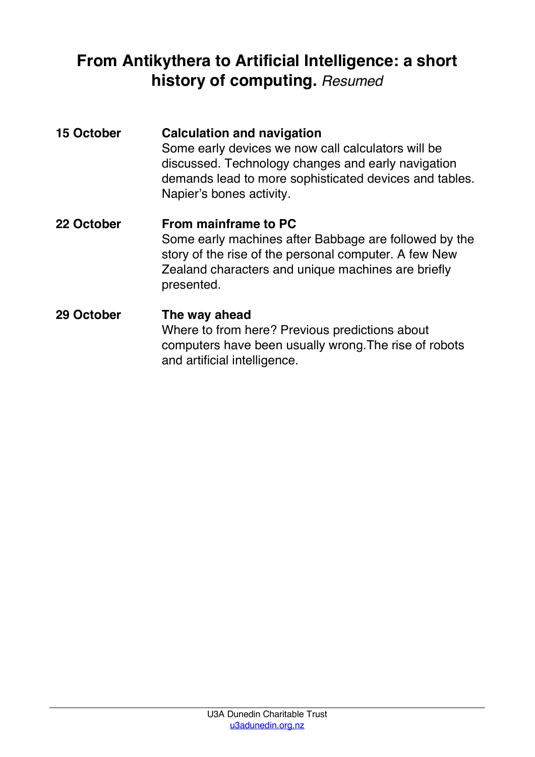# From Antikythera to Artificial Intelligence: a short history of computing. *Resumed*

**15 October** **Calculation and navigation**
Some early devices we now call calculators will be discussed. Technology changes and early navigation demands lead to more sophisticated devices and tables. Napier's bones activity.

**22 October** **From mainframe to PC**
Some early machines after Babbage are followed by the story of the rise of the personal computer. A few New Zealand characters and unique machines are briefly presented.

**29 October** **The way ahead**
Where to from here? Previous predictions about computers have been usually wrong.The rise of robots and artificial intelligence.

U3A Dunedin Charitable Trust
u3adunedin.org.nz